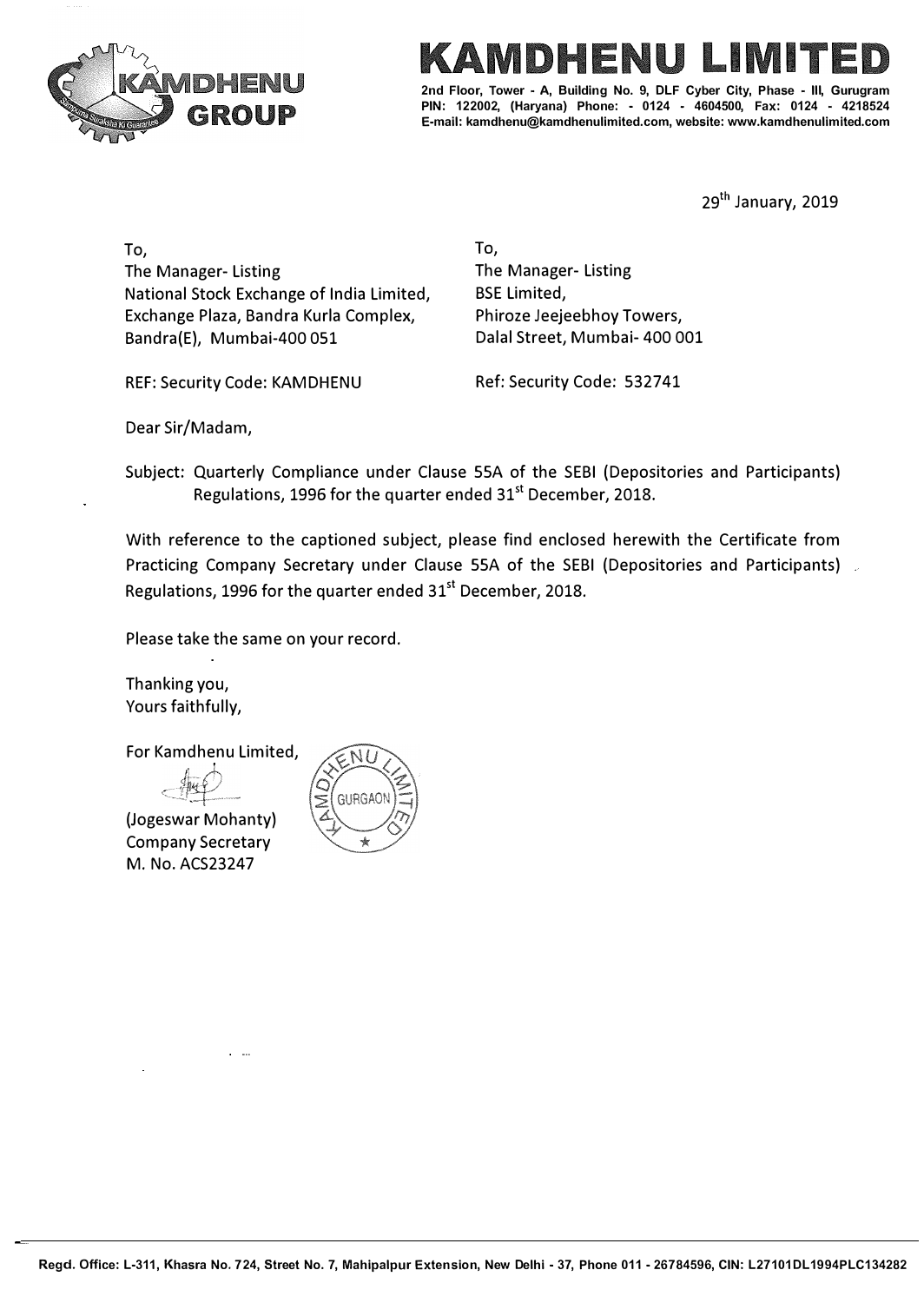# KAMDHENU LIMITED

**2nd Floor, Tower - A, Building No. 9, DLF Cyber City, Phase - III, Gurugram PIN: 122002, (Haryana) Phone: - 0124 - 4604500, Fax: 0124 - 4218524 E-mail: kamdhenu@kamdhenulimited.com, website: www.kamdhenulimited.com**

29th January, 2019

To,
The Manager- Listing
National Stock Exchange of India Limited,
Exchange Plaza, Bandra Kurla Complex,
Bandra(E), Mumbai-400 051

REF: Security Code: KAMDHENU

To,
The Manager- Listing
BSE Limited,
Phiroze Jeejeebhoy Towers,
Dalal Street, Mumbai- 400 001

Ref: Security Code: 532741

Dear Sir/Madam,

Subject: Quarterly Compliance under Clause 55A of the SEBI (Depositories and Participants) Regulations, 1996 for the quarter ended 31st December, 2018.

With reference to the captioned subject, please find enclosed herewith the Certificate from Practicing Company Secretary under Clause 55A of the SEBI (Depositories and Participants) Regulations, 1996 for the quarter ended 31st December, 2018.

Please take the same on your record.

Thanking you,
Yours faithfully,

For Kamdhenu Limited,

(Jogeswar Mohanty)
Company Secretary
M. No. ACS23247

Regd. Office: L-311, Khasra No. 724, Street No. 7, Mahipalpur Extension, New Delhi - 37, Phone 011 - 26784596, CIN: L27101DL1994PLC134282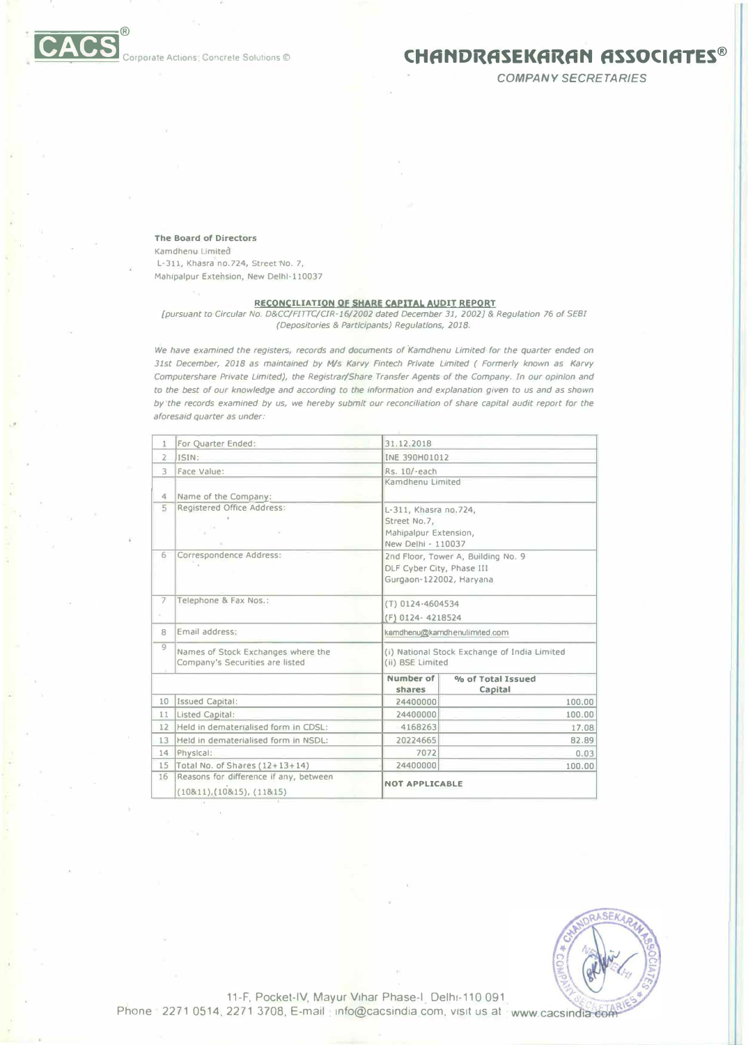The Board of Directors
Kamdhenu Limited
L-311, Khasra no.724, Street No. 7,
Mahipalpur Extension, New Delhi-110037

## RECONCILIATION OF SHARE CAPITAL AUDIT REPORT

*[pursuant to Circular No. D&CC/FITTC/CIR-16/2002 dated December 31, 2002] & Regulation 76 of SEBI (Depositories & Participants) Regulations, 2018.*

*We have examined the registers, records and documents of Kamdhenu Limited for the quarter ended on 31st December, 2018 as maintained by M/s Karvy Fintech Private Limited ( Formerly known as Karvy Computershare Private Limited), the Registrar/Share Transfer Agents of the Company. In our opinion and to the best of our knowledge and according to the information and explanation given to us and as shown by the records examined by us, we hereby submit our reconciliation of share capital audit report for the aforesaid quarter as under:*

| | | | |
|---|---|---|---|
| 1 | For Quarter Ended: | 31.12.2018 | |
| 2 | ISIN: | INE 390H01012 | |
| 3 | Face Value: | Rs. 10/-each | |
| 4 | Name of the Company: | Kamdhenu Limited | |
| 5 | Registered Office Address: | L-311, Khasra no.724, Street No.7, Mahipalpur Extension, New Delhi - 110037 | |
| 6 | Correspondence Address: | 2nd Floor, Tower A, Building No. 9 DLF Cyber City, Phase III Gurgaon-122002, Haryana | |
| 7 | Telephone & Fax Nos.: | (T) 0124-4604534 (F) 0124- 4218524 | |
| 8 | Email address: | kamdhenu@kamdhenulimited.com | |
| 9 | Names of Stock Exchanges where the Company's Securities are listed | (i) National Stock Exchange of India Limited (ii) BSE Limited | |
| | | **Number of shares** | **% of Total Issued Capital** |
| 10 | Issued Capital: | 24400000 | 100.00 |
| 11 | Listed Capital: | 24400000 | 100.00 |
| 12 | Held in dematerialised form in CDSL: | 4168263 | 17.08 |
| 13 | Held in dematerialised form in NSDL: | 20224665 | 82.89 |
| 14 | Physical: | 7072 | 0.03 |
| 15 | Total No. of Shares (12+13+14) | 24400000 | 100.00 |
| 16 | Reasons for difference if any, between (10&11),(10&15), (11&15) | **NOT APPLICABLE** | |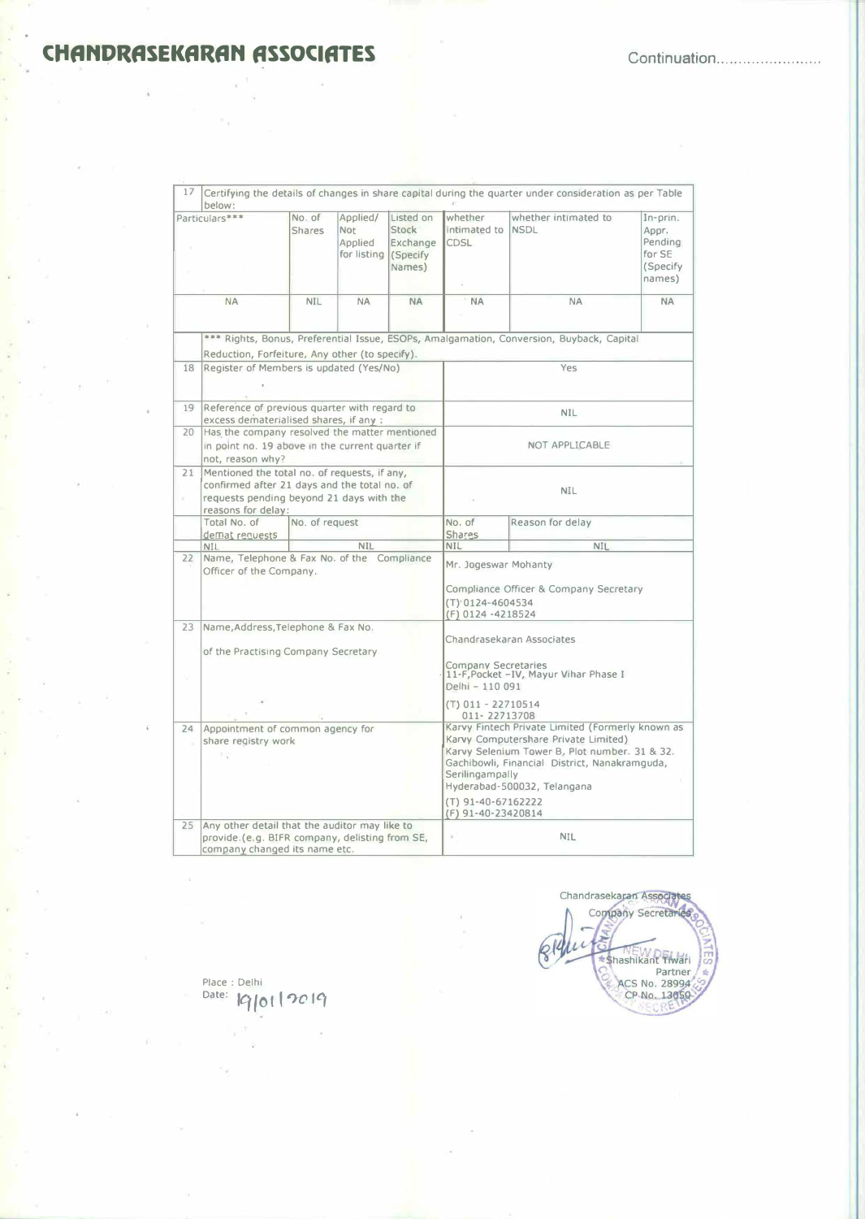**CHANDRASEKARAN ASSOCIATES**

Continuation.......................

| | | | | | | | |
|---|---|---|---|---|---|---|---|
| 17 | Certifying the details of changes in share capital during the quarter under consideration as per Table below: | | | | | | |
| Particulars*** | | No. of Shares | Applied/ Not Applied for listing | Listed on Stock Exchange (Specify Names) | whether intimated to CDSL | whether intimated to NSDL | In-prin. Appr. Pending for SE (Specify names) |
| NA | | NIL | NA | NA | NA | NA | NA |
| | *** Rights, Bonus, Preferential Issue, ESOPs, Amalgamation, Conversion, Buyback, Capital Reduction, Forfeiture, Any other (to specify). | | | | | | |

| | | |
|---|---|---|
| 18 | Register of Members is updated (Yes/No) | Yes |
| 19 | Reference of previous quarter with regard to excess dematerialised shares, if any : | NIL |
| 20 | Has the company resolved the matter mentioned in point no. 19 above in the current quarter if not, reason why? | NOT APPLICABLE |
| 21 | Mentioned the total no. of requests, if any, confirmed after 21 days and the total no. of requests pending beyond 21 days with the reasons for delay: | NIL |

| Total No. of demat requests | No. of request | No. of Shares | Reason for delay |
|---|---|---|---|
| NIL | NIL | NIL | NIL |

| | | |
|---|---|---|
| 22 | Name, Telephone & Fax No. of the Compliance Officer of the Company. | Mr. Jogeswar Mohanty<br><br>Compliance Officer & Company Secretary<br>(T) 0124-4604534<br>(F) 0124 -4218524 |
| 23 | Name, Address, Telephone & Fax No. of the Practising Company Secretary | Chandrasekaran Associates<br><br>Company Secretaries<br>11-F, Pocket -IV, Mayur Vihar Phase I<br>Delhi - 110 091<br><br>(T) 011 - 22710514<br>011- 22713708 |
| 24 | Appointment of common agency for share registry work | Karvy Fintech Private Limited (Formerly known as Karvy Computershare Private Limited)<br>Karvy Selenium Tower B, Plot number. 31 & 32. Gachibowli, Financial District, Nanakramguda, Serilingampally<br>Hyderabad-500032, Telangana<br>(T) 91-40-67162222<br>(F) 91-40-23420814 |
| 25 | Any other detail that the auditor may like to provide.(e.g. BIFR company, delisting from SE, company changed its name etc. | NIL |

Chandrasekaran Associates
Company Secretaries

Shashikant Tiwari
Partner
ACS No. 28994
CP No. 13050

Place : Delhi
Date: 19/01/2019